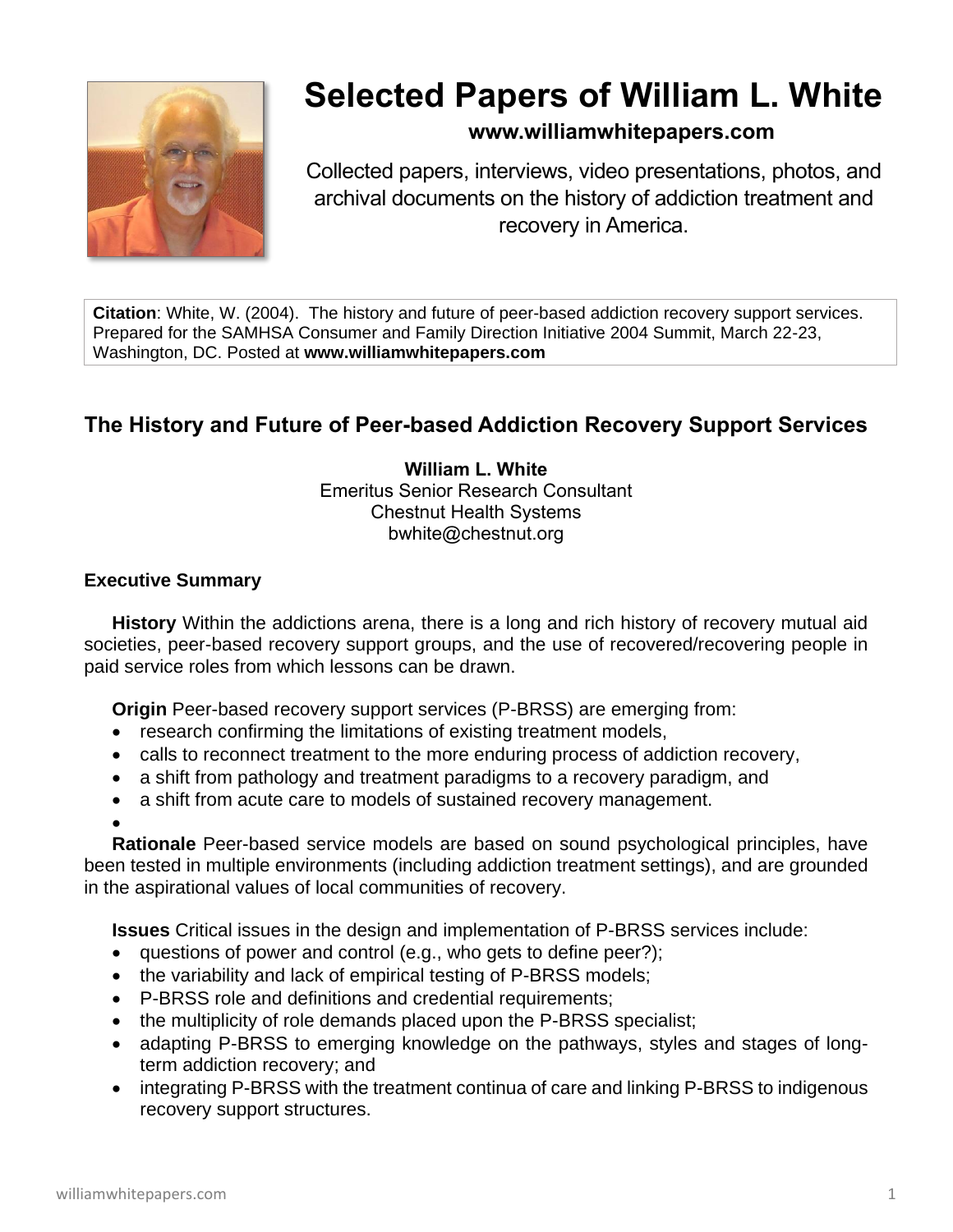# Selected Papers of William L. White

**www.williamwhitepapers.com**

Collected papers, interviews, video presentations, photos, and archival documents on the history of addiction treatment and recovery in America.

**Citation**: White, W. (2004). The history and future of peer-based addiction recovery support services. Prepared for the SAMHSA Consumer and Family Direction Initiative 2004 Summit, March 22-23, Washington, DC. Posted at **www.williamwhitepapers.com**

## The History and Future of Peer-based Addiction Recovery Support Services

**William L. White**
Emeritus Senior Research Consultant
Chestnut Health Systems
bwhite@chestnut.org

### Executive Summary

**History** Within the addictions arena, there is a long and rich history of recovery mutual aid societies, peer-based recovery support groups, and the use of recovered/recovering people in paid service roles from which lessons can be drawn.

**Origin** Peer-based recovery support services (P-BRSS) are emerging from:

- research confirming the limitations of existing treatment models,
- calls to reconnect treatment to the more enduring process of addiction recovery,
- a shift from pathology and treatment paradigms to a recovery paradigm, and
- a shift from acute care to models of sustained recovery management.

**Rationale** Peer-based service models are based on sound psychological principles, have been tested in multiple environments (including addiction treatment settings), and are grounded in the aspirational values of local communities of recovery.

**Issues** Critical issues in the design and implementation of P-BRSS services include:

- questions of power and control (e.g., who gets to define peer?);
- the variability and lack of empirical testing of P-BRSS models;
- P-BRSS role and definitions and credential requirements;
- the multiplicity of role demands placed upon the P-BRSS specialist;
- adapting P-BRSS to emerging knowledge on the pathways, styles and stages of long-term addiction recovery; and
- integrating P-BRSS with the treatment continua of care and linking P-BRSS to indigenous recovery support structures.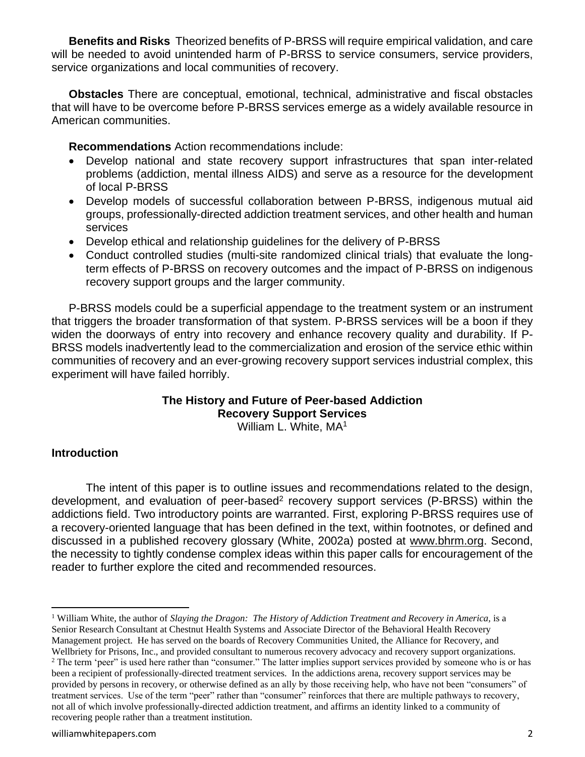**Benefits and Risks** Theorized benefits of P-BRSS will require empirical validation, and care will be needed to avoid unintended harm of P-BRSS to service consumers, service providers, service organizations and local communities of recovery.

**Obstacles** There are conceptual, emotional, technical, administrative and fiscal obstacles that will have to be overcome before P-BRSS services emerge as a widely available resource in American communities.

**Recommendations** Action recommendations include:

- Develop national and state recovery support infrastructures that span inter-related problems (addiction, mental illness AIDS) and serve as a resource for the development of local P-BRSS
- Develop models of successful collaboration between P-BRSS, indigenous mutual aid groups, professionally-directed addiction treatment services, and other health and human services
- Develop ethical and relationship guidelines for the delivery of P-BRSS
- Conduct controlled studies (multi-site randomized clinical trials) that evaluate the long-term effects of P-BRSS on recovery outcomes and the impact of P-BRSS on indigenous recovery support groups and the larger community.

P-BRSS models could be a superficial appendage to the treatment system or an instrument that triggers the broader transformation of that system. P-BRSS services will be a boon if they widen the doorways of entry into recovery and enhance recovery quality and durability. If P-BRSS models inadvertently lead to the commercialization and erosion of the service ethic within communities of recovery and an ever-growing recovery support services industrial complex, this experiment will have failed horribly.

# The History and Future of Peer-based Addiction Recovery Support Services

William L. White, MA[1]

## Introduction

The intent of this paper is to outline issues and recommendations related to the design, development, and evaluation of peer-based[2] recovery support services (P-BRSS) within the addictions field. Two introductory points are warranted. First, exploring P-BRSS requires use of a recovery-oriented language that has been defined in the text, within footnotes, or defined and discussed in a published recovery glossary (White, 2002a) posted at www.bhrm.org. Second, the necessity to tightly condense complex ideas within this paper calls for encouragement of the reader to further explore the cited and recommended resources.

---

[1] William White, the author of *Slaying the Dragon: The History of Addiction Treatment and Recovery in America*, is a Senior Research Consultant at Chestnut Health Systems and Associate Director of the Behavioral Health Recovery Management project. He has served on the boards of Recovery Communities United, the Alliance for Recovery, and Wellbriety for Prisons, Inc., and provided consultant to numerous recovery advocacy and recovery support organizations.

[2] The term 'peer' is used here rather than "consumer." The latter implies support services provided by someone who is or has been a recipient of professionally-directed treatment services. In the addictions arena, recovery support services may be provided by persons in recovery, or otherwise defined as an ally by those receiving help, who have not been "consumers" of treatment services. Use of the term "peer" rather than "consumer" reinforces that there are multiple pathways to recovery, not all of which involve professionally-directed addiction treatment, and affirms an identity linked to a community of recovering people rather than a treatment institution.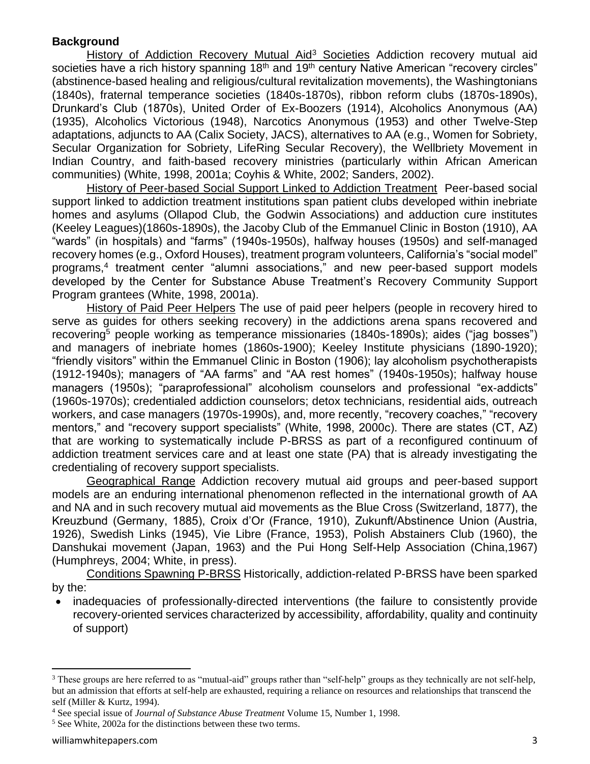**Background**

History of Addiction Recovery Mutual Aid[3] Societies Addiction recovery mutual aid societies have a rich history spanning 18th and 19th century Native American "recovery circles" (abstinence-based healing and religious/cultural revitalization movements), the Washingtonians (1840s), fraternal temperance societies (1840s-1870s), ribbon reform clubs (1870s-1890s), Drunkard's Club (1870s), United Order of Ex-Boozers (1914), Alcoholics Anonymous (AA) (1935), Alcoholics Victorious (1948), Narcotics Anonymous (1953) and other Twelve-Step adaptations, adjuncts to AA (Calix Society, JACS), alternatives to AA (e.g., Women for Sobriety, Secular Organization for Sobriety, LifeRing Secular Recovery), the Wellbriety Movement in Indian Country, and faith-based recovery ministries (particularly within African American communities) (White, 1998, 2001a; Coyhis & White, 2002; Sanders, 2002).

History of Peer-based Social Support Linked to Addiction Treatment Peer-based social support linked to addiction treatment institutions span patient clubs developed within inebriate homes and asylums (Ollapod Club, the Godwin Associations) and adduction cure institutes (Keeley Leagues)(1860s-1890s), the Jacoby Club of the Emmanuel Clinic in Boston (1910), AA "wards" (in hospitals) and "farms" (1940s-1950s), halfway houses (1950s) and self-managed recovery homes (e.g., Oxford Houses), treatment program volunteers, California's "social model" programs,[4] treatment center "alumni associations," and new peer-based support models developed by the Center for Substance Abuse Treatment's Recovery Community Support Program grantees (White, 1998, 2001a).

History of Paid Peer Helpers The use of paid peer helpers (people in recovery hired to serve as guides for others seeking recovery) in the addictions arena spans recovered and recovering[5] people working as temperance missionaries (1840s-1890s); aides ("jag bosses") and managers of inebriate homes (1860s-1900); Keeley Institute physicians (1890-1920); "friendly visitors" within the Emmanuel Clinic in Boston (1906); lay alcoholism psychotherapists (1912-1940s); managers of "AA farms" and "AA rest homes" (1940s-1950s); halfway house managers (1950s); "paraprofessional" alcoholism counselors and professional "ex-addicts" (1960s-1970s); credentialed addiction counselors; detox technicians, residential aids, outreach workers, and case managers (1970s-1990s), and, more recently, "recovery coaches," "recovery mentors," and "recovery support specialists" (White, 1998, 2000c). There are states (CT, AZ) that are working to systematically include P-BRSS as part of a reconfigured continuum of addiction treatment services care and at least one state (PA) that is already investigating the credentialing of recovery support specialists.

Geographical Range Addiction recovery mutual aid groups and peer-based support models are an enduring international phenomenon reflected in the international growth of AA and NA and in such recovery mutual aid movements as the Blue Cross (Switzerland, 1877), the Kreuzbund (Germany, 1885), Croix d'Or (France, 1910), Zukunft/Abstinence Union (Austria, 1926), Swedish Links (1945), Vie Libre (France, 1953), Polish Abstainers Club (1960), the Danshukai movement (Japan, 1963) and the Pui Hong Self-Help Association (China,1967) (Humphreys, 2004; White, in press).

Conditions Spawning P-BRSS Historically, addiction-related P-BRSS have been sparked by the:

- inadequacies of professionally-directed interventions (the failure to consistently provide recovery-oriented services characterized by accessibility, affordability, quality and continuity of support)

---

[3] These groups are here referred to as "mutual-aid" groups rather than "self-help" groups as they technically are not self-help, but an admission that efforts at self-help are exhausted, requiring a reliance on resources and relationships that transcend the self (Miller & Kurtz, 1994).

[4] See special issue of *Journal of Substance Abuse Treatment* Volume 15, Number 1, 1998.

[5] See White, 2002a for the distinctions between these two terms.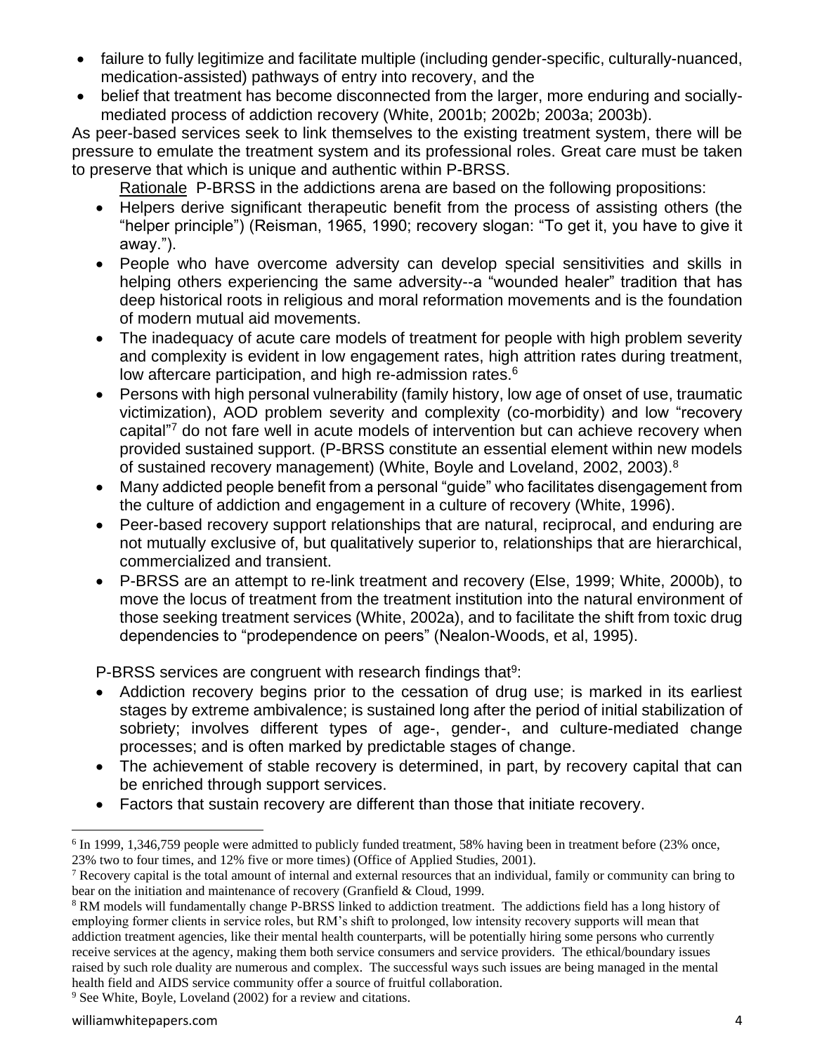- failure to fully legitimize and facilitate multiple (including gender-specific, culturally-nuanced, medication-assisted) pathways of entry into recovery, and the
- belief that treatment has become disconnected from the larger, more enduring and socially-mediated process of addiction recovery (White, 2001b; 2002b; 2003a; 2003b).

As peer-based services seek to link themselves to the existing treatment system, there will be pressure to emulate the treatment system and its professional roles. Great care must be taken to preserve that which is unique and authentic within P-BRSS.

Rationale P-BRSS in the addictions arena are based on the following propositions:

- Helpers derive significant therapeutic benefit from the process of assisting others (the "helper principle") (Reisman, 1965, 1990; recovery slogan: "To get it, you have to give it away.").
- People who have overcome adversity can develop special sensitivities and skills in helping others experiencing the same adversity--a "wounded healer" tradition that has deep historical roots in religious and moral reformation movements and is the foundation of modern mutual aid movements.
- The inadequacy of acute care models of treatment for people with high problem severity and complexity is evident in low engagement rates, high attrition rates during treatment, low aftercare participation, and high re-admission rates.[6]
- Persons with high personal vulnerability (family history, low age of onset of use, traumatic victimization), AOD problem severity and complexity (co-morbidity) and low "recovery capital"[7] do not fare well in acute models of intervention but can achieve recovery when provided sustained support. (P-BRSS constitute an essential element within new models of sustained recovery management) (White, Boyle and Loveland, 2002, 2003).[8]
- Many addicted people benefit from a personal "guide" who facilitates disengagement from the culture of addiction and engagement in a culture of recovery (White, 1996).
- Peer-based recovery support relationships that are natural, reciprocal, and enduring are not mutually exclusive of, but qualitatively superior to, relationships that are hierarchical, commercialized and transient.
- P-BRSS are an attempt to re-link treatment and recovery (Else, 1999; White, 2000b), to move the locus of treatment from the treatment institution into the natural environment of those seeking treatment services (White, 2002a), and to facilitate the shift from toxic drug dependencies to "prodependence on peers" (Nealon-Woods, et al, 1995).

P-BRSS services are congruent with research findings that[9]:

- Addiction recovery begins prior to the cessation of drug use; is marked in its earliest stages by extreme ambivalence; is sustained long after the period of initial stabilization of sobriety; involves different types of age-, gender-, and culture-mediated change processes; and is often marked by predictable stages of change.
- The achievement of stable recovery is determined, in part, by recovery capital that can be enriched through support services.
- Factors that sustain recovery are different than those that initiate recovery.

---

[6] In 1999, 1,346,759 people were admitted to publicly funded treatment, 58% having been in treatment before (23% once, 23% two to four times, and 12% five or more times) (Office of Applied Studies, 2001).

[7] Recovery capital is the total amount of internal and external resources that an individual, family or community can bring to bear on the initiation and maintenance of recovery (Granfield & Cloud, 1999.

[8] RM models will fundamentally change P-BRSS linked to addiction treatment. The addictions field has a long history of employing former clients in service roles, but RM's shift to prolonged, low intensity recovery supports will mean that addiction treatment agencies, like their mental health counterparts, will be potentially hiring some persons who currently receive services at the agency, making them both service consumers and service providers. The ethical/boundary issues raised by such role duality are numerous and complex. The successful ways such issues are being managed in the mental health field and AIDS service community offer a source of fruitful collaboration.

[9] See White, Boyle, Loveland (2002) for a review and citations.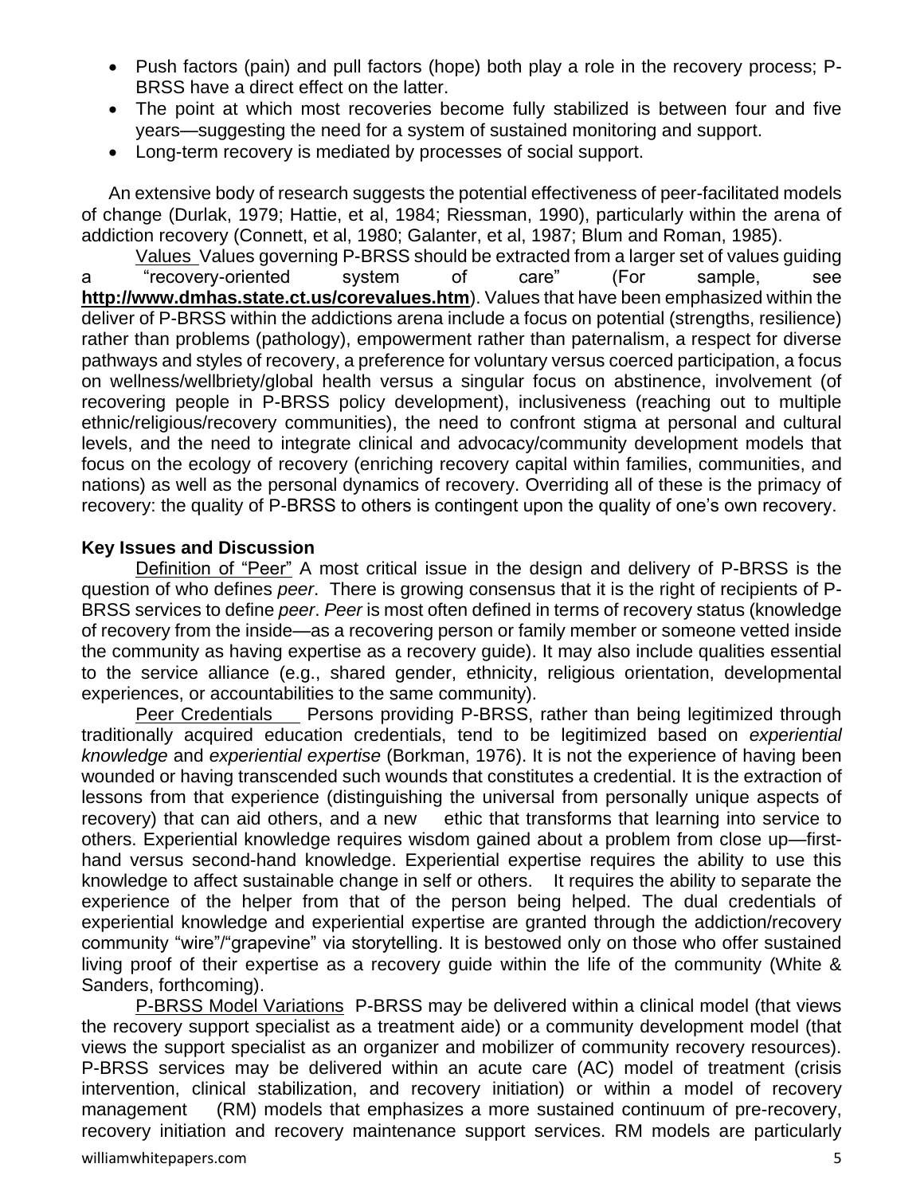- Push factors (pain) and pull factors (hope) both play a role in the recovery process; P-BRSS have a direct effect on the latter.
- The point at which most recoveries become fully stabilized is between four and five years—suggesting the need for a system of sustained monitoring and support.
- Long-term recovery is mediated by processes of social support.

An extensive body of research suggests the potential effectiveness of peer-facilitated models of change (Durlak, 1979; Hattie, et al, 1984; Riessman, 1990), particularly within the arena of addiction recovery (Connett, et al, 1980; Galanter, et al, 1987; Blum and Roman, 1985).

Values Values governing P-BRSS should be extracted from a larger set of values guiding a "recovery-oriented system of care" (For sample, see **http://www.dmhas.state.ct.us/corevalues.htm**). Values that have been emphasized within the deliver of P-BRSS within the addictions arena include a focus on potential (strengths, resilience) rather than problems (pathology), empowerment rather than paternalism, a respect for diverse pathways and styles of recovery, a preference for voluntary versus coerced participation, a focus on wellness/wellbriety/global health versus a singular focus on abstinence, involvement (of recovering people in P-BRSS policy development), inclusiveness (reaching out to multiple ethnic/religious/recovery communities), the need to confront stigma at personal and cultural levels, and the need to integrate clinical and advocacy/community development models that focus on the ecology of recovery (enriching recovery capital within families, communities, and nations) as well as the personal dynamics of recovery. Overriding all of these is the primacy of recovery: the quality of P-BRSS to others is contingent upon the quality of one's own recovery.

**Key Issues and Discussion**

Definition of "Peer" A most critical issue in the design and delivery of P-BRSS is the question of who defines *peer*. There is growing consensus that it is the right of recipients of P-BRSS services to define *peer*. *Peer* is most often defined in terms of recovery status (knowledge of recovery from the inside—as a recovering person or family member or someone vetted inside the community as having expertise as a recovery guide). It may also include qualities essential to the service alliance (e.g., shared gender, ethnicity, religious orientation, developmental experiences, or accountabilities to the same community).

Peer Credentials Persons providing P-BRSS, rather than being legitimized through traditionally acquired education credentials, tend to be legitimized based on *experiential knowledge* and *experiential expertise* (Borkman, 1976). It is not the experience of having been wounded or having transcended such wounds that constitutes a credential. It is the extraction of lessons from that experience (distinguishing the universal from personally unique aspects of recovery) that can aid others, and a new ethic that transforms that learning into service to others. Experiential knowledge requires wisdom gained about a problem from close up—first-hand versus second-hand knowledge. Experiential expertise requires the ability to use this knowledge to affect sustainable change in self or others. It requires the ability to separate the experience of the helper from that of the person being helped. The dual credentials of experiential knowledge and experiential expertise are granted through the addiction/recovery community "wire"/"grapevine" via storytelling. It is bestowed only on those who offer sustained living proof of their expertise as a recovery guide within the life of the community (White & Sanders, forthcoming).

P-BRSS Model Variations P-BRSS may be delivered within a clinical model (that views the recovery support specialist as a treatment aide) or a community development model (that views the support specialist as an organizer and mobilizer of community recovery resources). P-BRSS services may be delivered within an acute care (AC) model of treatment (crisis intervention, clinical stabilization, and recovery initiation) or within a model of recovery management (RM) models that emphasizes a more sustained continuum of pre-recovery, recovery initiation and recovery maintenance support services. RM models are particularly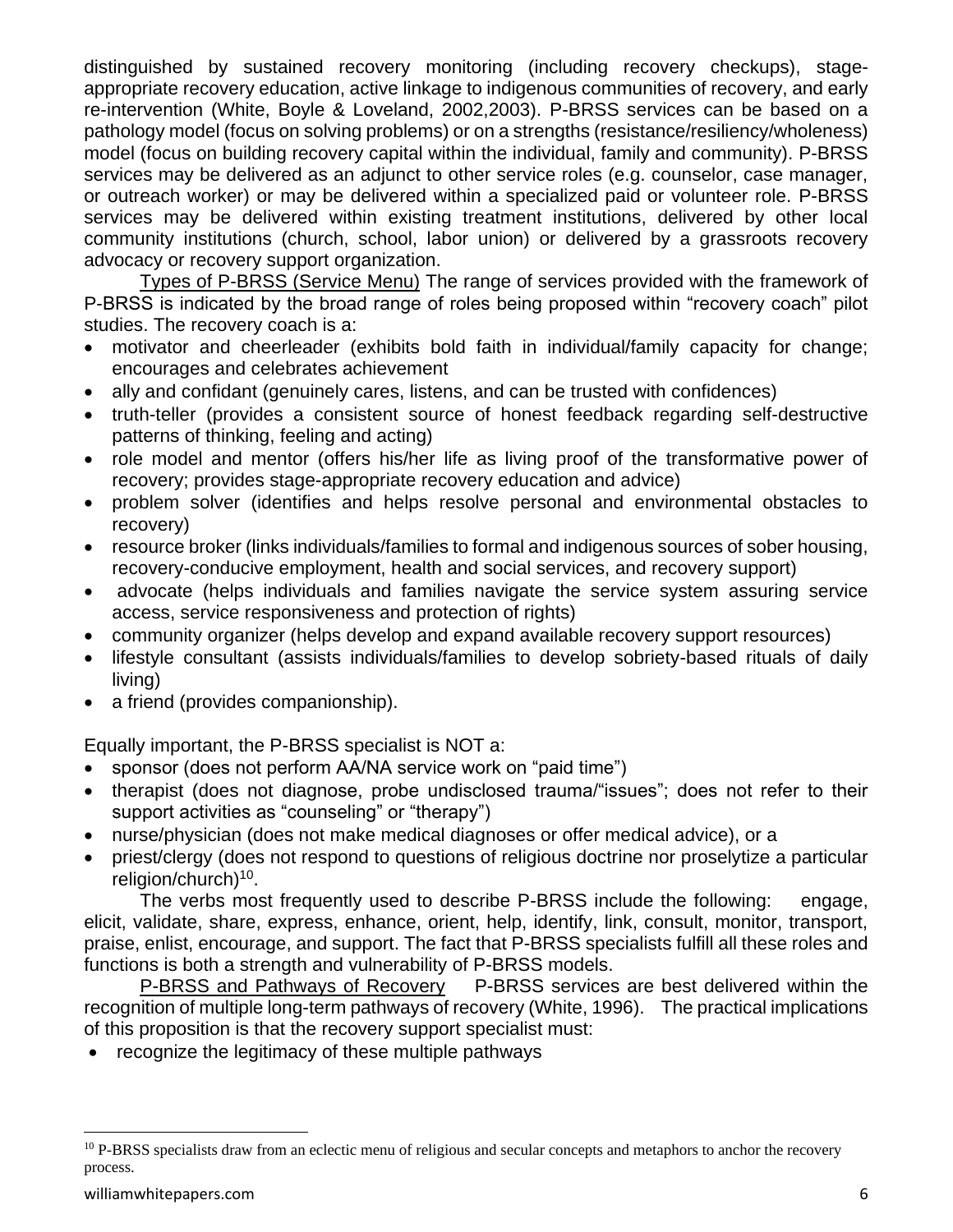distinguished by sustained recovery monitoring (including recovery checkups), stage-appropriate recovery education, active linkage to indigenous communities of recovery, and early re-intervention (White, Boyle & Loveland, 2002,2003). P-BRSS services can be based on a pathology model (focus on solving problems) or on a strengths (resistance/resiliency/wholeness) model (focus on building recovery capital within the individual, family and community). P-BRSS services may be delivered as an adjunct to other service roles (e.g. counselor, case manager, or outreach worker) or may be delivered within a specialized paid or volunteer role. P-BRSS services may be delivered within existing treatment institutions, delivered by other local community institutions (church, school, labor union) or delivered by a grassroots recovery advocacy or recovery support organization.

Types of P-BRSS (Service Menu) The range of services provided with the framework of P-BRSS is indicated by the broad range of roles being proposed within "recovery coach" pilot studies. The recovery coach is a:

- motivator and cheerleader (exhibits bold faith in individual/family capacity for change; encourages and celebrates achievement
- ally and confidant (genuinely cares, listens, and can be trusted with confidences)
- truth-teller (provides a consistent source of honest feedback regarding self-destructive patterns of thinking, feeling and acting)
- role model and mentor (offers his/her life as living proof of the transformative power of recovery; provides stage-appropriate recovery education and advice)
- problem solver (identifies and helps resolve personal and environmental obstacles to recovery)
- resource broker (links individuals/families to formal and indigenous sources of sober housing, recovery-conducive employment, health and social services, and recovery support)
- advocate (helps individuals and families navigate the service system assuring service access, service responsiveness and protection of rights)
- community organizer (helps develop and expand available recovery support resources)
- lifestyle consultant (assists individuals/families to develop sobriety-based rituals of daily living)
- a friend (provides companionship).

Equally important, the P-BRSS specialist is NOT a:

- sponsor (does not perform AA/NA service work on "paid time")
- therapist (does not diagnose, probe undisclosed trauma/"issues"; does not refer to their support activities as "counseling" or "therapy")
- nurse/physician (does not make medical diagnoses or offer medical advice), or a
- priest/clergy (does not respond to questions of religious doctrine nor proselytize a particular religion/church)[10].

The verbs most frequently used to describe P-BRSS include the following: engage, elicit, validate, share, express, enhance, orient, help, identify, link, consult, monitor, transport, praise, enlist, encourage, and support. The fact that P-BRSS specialists fulfill all these roles and functions is both a strength and vulnerability of P-BRSS models.

P-BRSS and Pathways of Recovery P-BRSS services are best delivered within the recognition of multiple long-term pathways of recovery (White, 1996). The practical implications of this proposition is that the recovery support specialist must:

- recognize the legitimacy of these multiple pathways

[10] P-BRSS specialists draw from an eclectic menu of religious and secular concepts and metaphors to anchor the recovery process.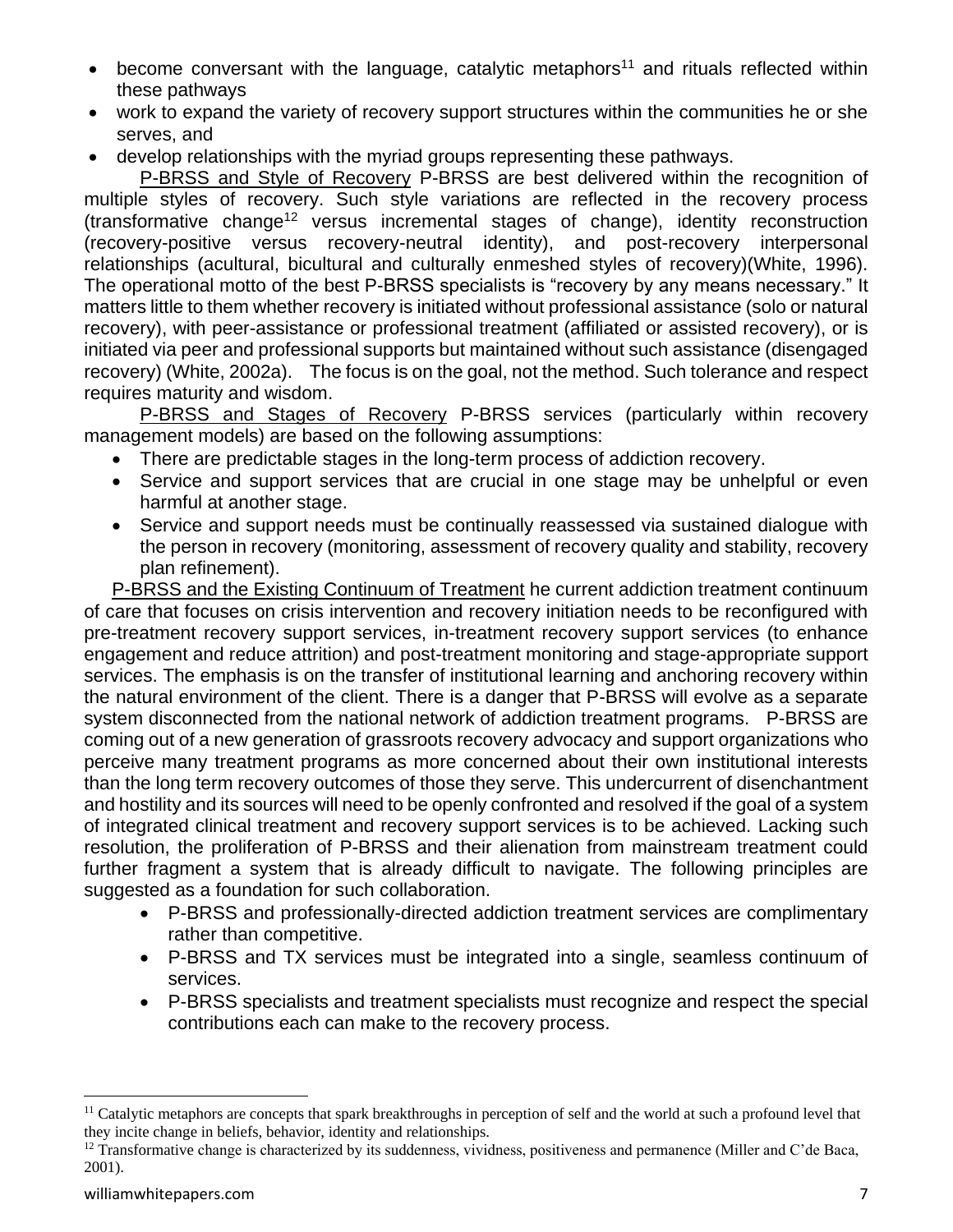- become conversant with the language, catalytic metaphors[11] and rituals reflected within these pathways
- work to expand the variety of recovery support structures within the communities he or she serves, and
- develop relationships with the myriad groups representing these pathways.

<u>P-BRSS and Style of Recovery</u> P-BRSS are best delivered within the recognition of multiple styles of recovery. Such style variations are reflected in the recovery process (transformative change[12] versus incremental stages of change), identity reconstruction (recovery-positive versus recovery-neutral identity), and post-recovery interpersonal relationships (acultural, bicultural and culturally enmeshed styles of recovery)(White, 1996). The operational motto of the best P-BRSS specialists is "recovery by any means necessary." It matters little to them whether recovery is initiated without professional assistance (solo or natural recovery), with peer-assistance or professional treatment (affiliated or assisted recovery), or is initiated via peer and professional supports but maintained without such assistance (disengaged recovery) (White, 2002a). The focus is on the goal, not the method. Such tolerance and respect requires maturity and wisdom.

<u>P-BRSS and Stages of Recovery</u> P-BRSS services (particularly within recovery management models) are based on the following assumptions:

- There are predictable stages in the long-term process of addiction recovery.
- Service and support services that are crucial in one stage may be unhelpful or even harmful at another stage.
- Service and support needs must be continually reassessed via sustained dialogue with the person in recovery (monitoring, assessment of recovery quality and stability, recovery plan refinement).

<u>P-BRSS and the Existing Continuum of Treatment</u> he current addiction treatment continuum of care that focuses on crisis intervention and recovery initiation needs to be reconfigured with pre-treatment recovery support services, in-treatment recovery support services (to enhance engagement and reduce attrition) and post-treatment monitoring and stage-appropriate support services. The emphasis is on the transfer of institutional learning and anchoring recovery within the natural environment of the client. There is a danger that P-BRSS will evolve as a separate system disconnected from the national network of addiction treatment programs. P-BRSS are coming out of a new generation of grassroots recovery advocacy and support organizations who perceive many treatment programs as more concerned about their own institutional interests than the long term recovery outcomes of those they serve. This undercurrent of disenchantment and hostility and its sources will need to be openly confronted and resolved if the goal of a system of integrated clinical treatment and recovery support services is to be achieved. Lacking such resolution, the proliferation of P-BRSS and their alienation from mainstream treatment could further fragment a system that is already difficult to navigate. The following principles are suggested as a foundation for such collaboration.

- P-BRSS and professionally-directed addiction treatment services are complimentary rather than competitive.
- P-BRSS and TX services must be integrated into a single, seamless continuum of services.
- P-BRSS specialists and treatment specialists must recognize and respect the special contributions each can make to the recovery process.

---

[11] Catalytic metaphors are concepts that spark breakthroughs in perception of self and the world at such a profound level that they incite change in beliefs, behavior, identity and relationships.

[12] Transformative change is characterized by its suddenness, vividness, positiveness and permanence (Miller and C'de Baca, 2001).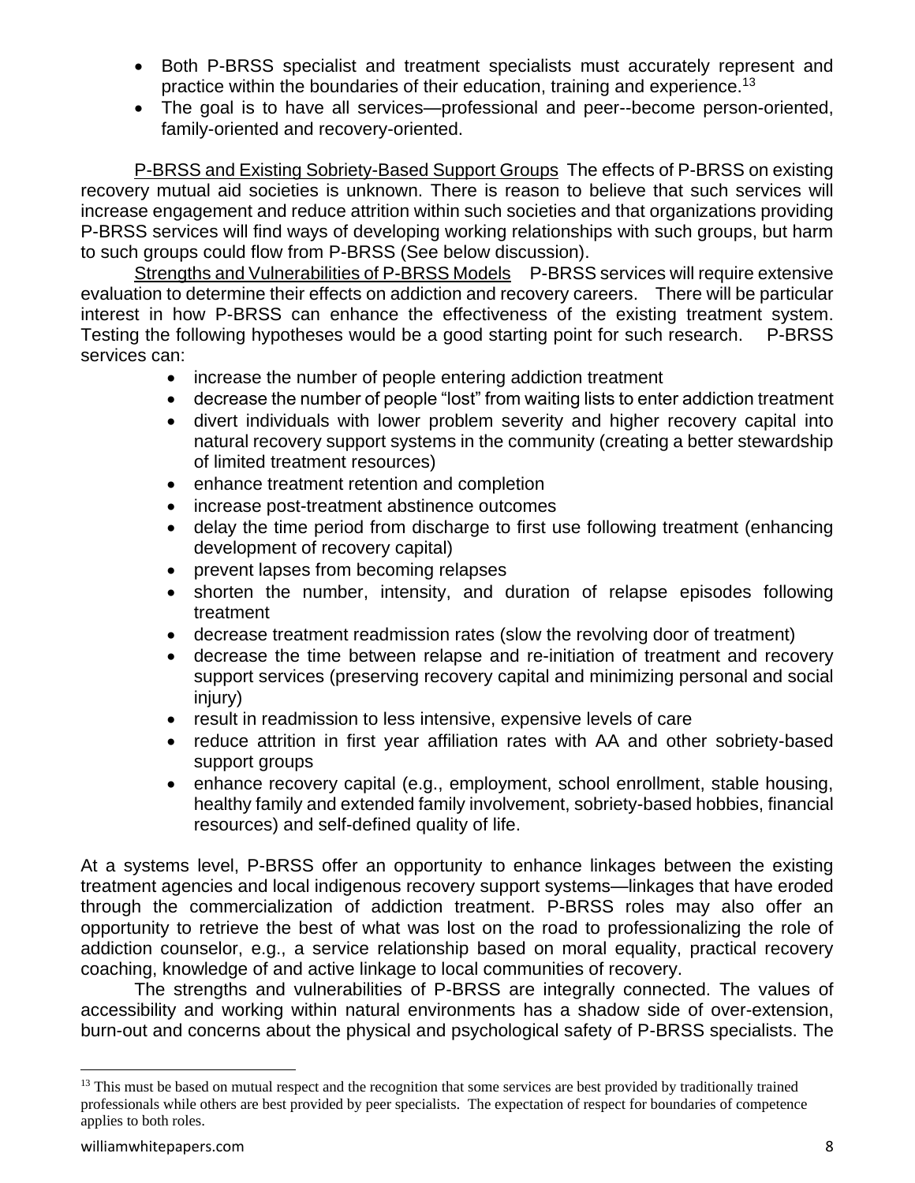- Both P-BRSS specialist and treatment specialists must accurately represent and practice within the boundaries of their education, training and experience.[13]
- The goal is to have all services—professional and peer--become person-oriented, family-oriented and recovery-oriented.

<u>P-BRSS and Existing Sobriety-Based Support Groups</u> The effects of P-BRSS on existing recovery mutual aid societies is unknown. There is reason to believe that such services will increase engagement and reduce attrition within such societies and that organizations providing P-BRSS services will find ways of developing working relationships with such groups, but harm to such groups could flow from P-BRSS (See below discussion).

<u>Strengths and Vulnerabilities of P-BRSS Models</u> P-BRSS services will require extensive evaluation to determine their effects on addiction and recovery careers. There will be particular interest in how P-BRSS can enhance the effectiveness of the existing treatment system. Testing the following hypotheses would be a good starting point for such research. P-BRSS services can:

- increase the number of people entering addiction treatment
- decrease the number of people "lost" from waiting lists to enter addiction treatment
- divert individuals with lower problem severity and higher recovery capital into natural recovery support systems in the community (creating a better stewardship of limited treatment resources)
- enhance treatment retention and completion
- increase post-treatment abstinence outcomes
- delay the time period from discharge to first use following treatment (enhancing development of recovery capital)
- prevent lapses from becoming relapses
- shorten the number, intensity, and duration of relapse episodes following treatment
- decrease treatment readmission rates (slow the revolving door of treatment)
- decrease the time between relapse and re-initiation of treatment and recovery support services (preserving recovery capital and minimizing personal and social injury)
- result in readmission to less intensive, expensive levels of care
- reduce attrition in first year affiliation rates with AA and other sobriety-based support groups
- enhance recovery capital (e.g., employment, school enrollment, stable housing, healthy family and extended family involvement, sobriety-based hobbies, financial resources) and self-defined quality of life.

At a systems level, P-BRSS offer an opportunity to enhance linkages between the existing treatment agencies and local indigenous recovery support systems—linkages that have eroded through the commercialization of addiction treatment. P-BRSS roles may also offer an opportunity to retrieve the best of what was lost on the road to professionalizing the role of addiction counselor, e.g., a service relationship based on moral equality, practical recovery coaching, knowledge of and active linkage to local communities of recovery.

The strengths and vulnerabilities of P-BRSS are integrally connected. The values of accessibility and working within natural environments has a shadow side of over-extension, burn-out and concerns about the physical and psychological safety of P-BRSS specialists. The

---

[13] This must be based on mutual respect and the recognition that some services are best provided by traditionally trained professionals while others are best provided by peer specialists. The expectation of respect for boundaries of competence applies to both roles.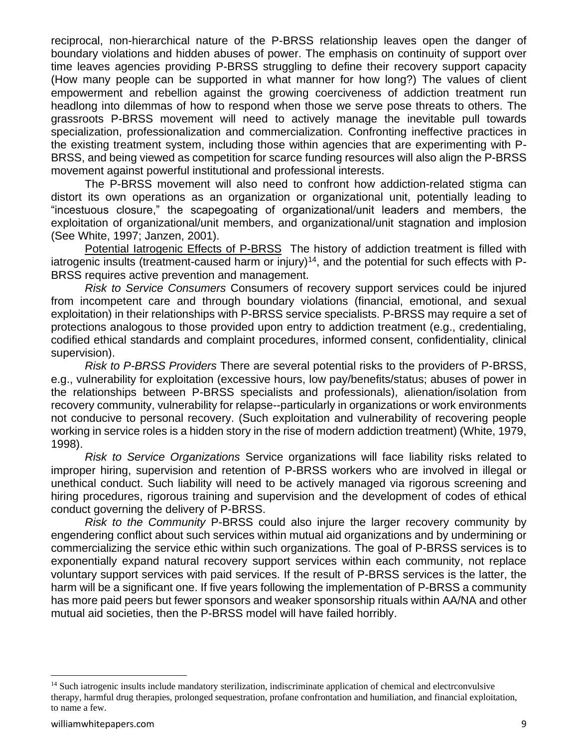reciprocal, non-hierarchical nature of the P-BRSS relationship leaves open the danger of boundary violations and hidden abuses of power. The emphasis on continuity of support over time leaves agencies providing P-BRSS struggling to define their recovery support capacity (How many people can be supported in what manner for how long?) The values of client empowerment and rebellion against the growing coerciveness of addiction treatment run headlong into dilemmas of how to respond when those we serve pose threats to others. The grassroots P-BRSS movement will need to actively manage the inevitable pull towards specialization, professionalization and commercialization. Confronting ineffective practices in the existing treatment system, including those within agencies that are experimenting with P-BRSS, and being viewed as competition for scarce funding resources will also align the P-BRSS movement against powerful institutional and professional interests.

The P-BRSS movement will also need to confront how addiction-related stigma can distort its own operations as an organization or organizational unit, potentially leading to "incestuous closure," the scapegoating of organizational/unit leaders and members, the exploitation of organizational/unit members, and organizational/unit stagnation and implosion (See White, 1997; Janzen, 2001).

Potential Iatrogenic Effects of P-BRSS The history of addiction treatment is filled with iatrogenic insults (treatment-caused harm or injury)[14], and the potential for such effects with P-BRSS requires active prevention and management.

*Risk to Service Consumers* Consumers of recovery support services could be injured from incompetent care and through boundary violations (financial, emotional, and sexual exploitation) in their relationships with P-BRSS service specialists. P-BRSS may require a set of protections analogous to those provided upon entry to addiction treatment (e.g., credentialing, codified ethical standards and complaint procedures, informed consent, confidentiality, clinical supervision).

*Risk to P-BRSS Providers* There are several potential risks to the providers of P-BRSS, e.g., vulnerability for exploitation (excessive hours, low pay/benefits/status; abuses of power in the relationships between P-BRSS specialists and professionals), alienation/isolation from recovery community, vulnerability for relapse--particularly in organizations or work environments not conducive to personal recovery. (Such exploitation and vulnerability of recovering people working in service roles is a hidden story in the rise of modern addiction treatment) (White, 1979, 1998).

*Risk to Service Organizations* Service organizations will face liability risks related to improper hiring, supervision and retention of P-BRSS workers who are involved in illegal or unethical conduct. Such liability will need to be actively managed via rigorous screening and hiring procedures, rigorous training and supervision and the development of codes of ethical conduct governing the delivery of P-BRSS.

*Risk to the Community* P-BRSS could also injure the larger recovery community by engendering conflict about such services within mutual aid organizations and by undermining or commercializing the service ethic within such organizations. The goal of P-BRSS services is to exponentially expand natural recovery support services within each community, not replace voluntary support services with paid services. If the result of P-BRSS services is the latter, the harm will be a significant one. If five years following the implementation of P-BRSS a community has more paid peers but fewer sponsors and weaker sponsorship rituals within AA/NA and other mutual aid societies, then the P-BRSS model will have failed horribly.

---

[14] Such iatrogenic insults include mandatory sterilization, indiscriminate application of chemical and electrconvulsive therapy, harmful drug therapies, prolonged sequestration, profane confrontation and humiliation, and financial exploitation, to name a few.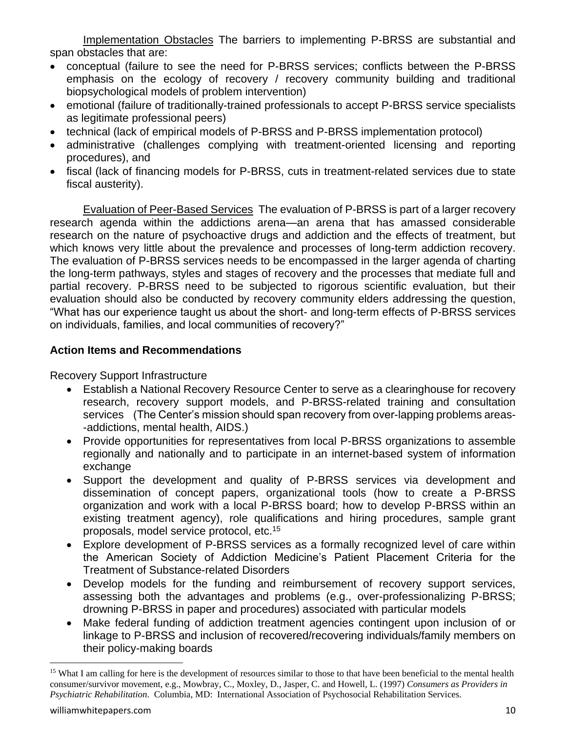Implementation Obstacles The barriers to implementing P-BRSS are substantial and span obstacles that are:

- conceptual (failure to see the need for P-BRSS services; conflicts between the P-BRSS emphasis on the ecology of recovery / recovery community building and traditional biopsychological models of problem intervention)
- emotional (failure of traditionally-trained professionals to accept P-BRSS service specialists as legitimate professional peers)
- technical (lack of empirical models of P-BRSS and P-BRSS implementation protocol)
- administrative (challenges complying with treatment-oriented licensing and reporting procedures), and
- fiscal (lack of financing models for P-BRSS, cuts in treatment-related services due to state fiscal austerity).

Evaluation of Peer-Based Services The evaluation of P-BRSS is part of a larger recovery research agenda within the addictions arena—an arena that has amassed considerable research on the nature of psychoactive drugs and addiction and the effects of treatment, but which knows very little about the prevalence and processes of long-term addiction recovery. The evaluation of P-BRSS services needs to be encompassed in the larger agenda of charting the long-term pathways, styles and stages of recovery and the processes that mediate full and partial recovery. P-BRSS need to be subjected to rigorous scientific evaluation, but their evaluation should also be conducted by recovery community elders addressing the question, "What has our experience taught us about the short- and long-term effects of P-BRSS services on individuals, families, and local communities of recovery?"

**Action Items and Recommendations**

Recovery Support Infrastructure

- Establish a National Recovery Resource Center to serve as a clearinghouse for recovery research, recovery support models, and P-BRSS-related training and consultation services (The Center's mission should span recovery from over-lapping problems areas--addictions, mental health, AIDS.)
- Provide opportunities for representatives from local P-BRSS organizations to assemble regionally and nationally and to participate in an internet-based system of information exchange
- Support the development and quality of P-BRSS services via development and dissemination of concept papers, organizational tools (how to create a P-BRSS organization and work with a local P-BRSS board; how to develop P-BRSS within an existing treatment agency), role qualifications and hiring procedures, sample grant proposals, model service protocol, etc.[15]
- Explore development of P-BRSS services as a formally recognized level of care within the American Society of Addiction Medicine's Patient Placement Criteria for the Treatment of Substance-related Disorders
- Develop models for the funding and reimbursement of recovery support services, assessing both the advantages and problems (e.g., over-professionalizing P-BRSS; drowning P-BRSS in paper and procedures) associated with particular models
- Make federal funding of addiction treatment agencies contingent upon inclusion of or linkage to P-BRSS and inclusion of recovered/recovering individuals/family members on their policy-making boards

[15] What I am calling for here is the development of resources similar to those to that have been beneficial to the mental health consumer/survivor movement, e.g., Mowbray, C., Moxley, D., Jasper, C. and Howell, L. (1997) *Consumers as Providers in Psychiatric Rehabilitation*. Columbia, MD: International Association of Psychosocial Rehabilitation Services.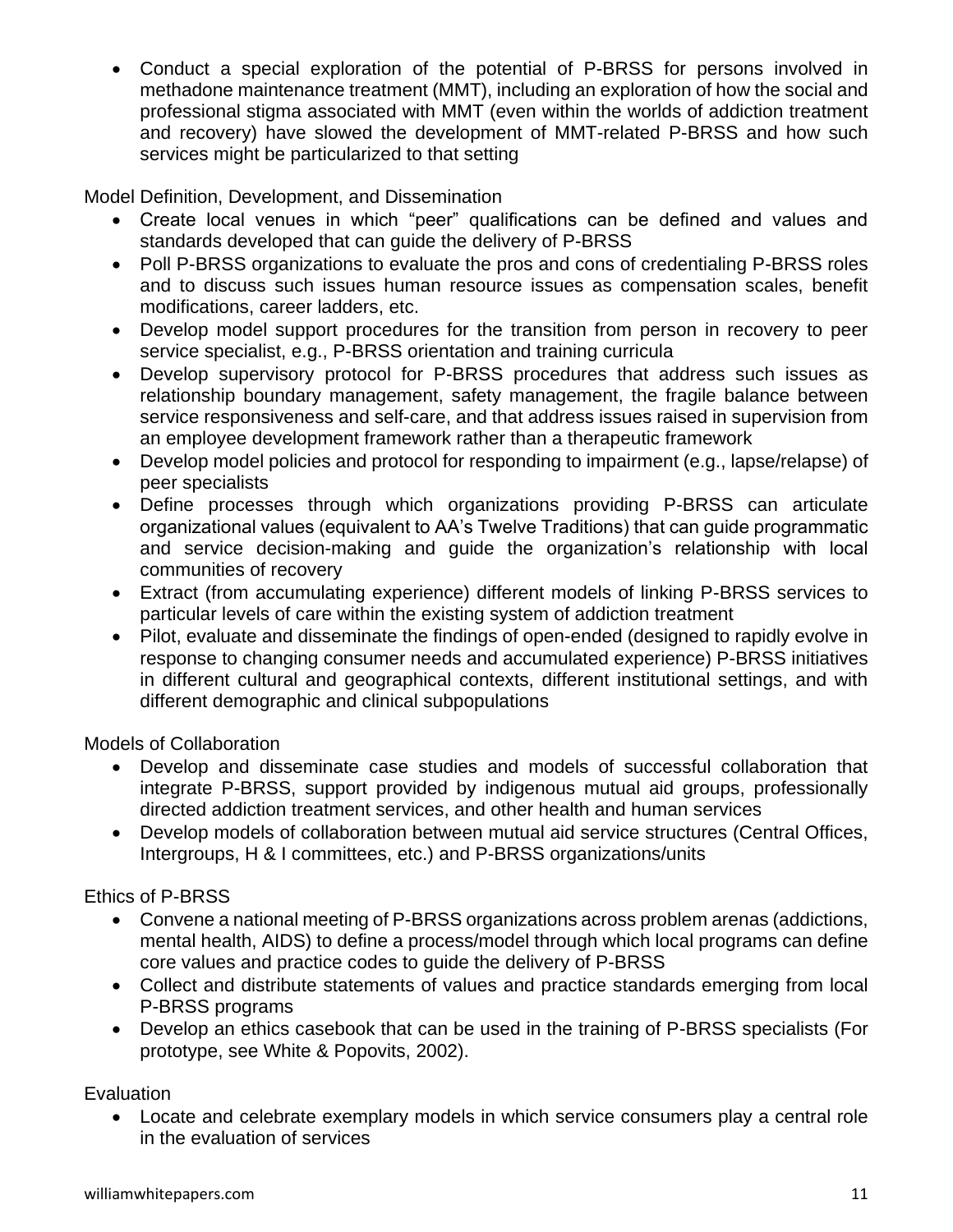- Conduct a special exploration of the potential of P-BRSS for persons involved in methadone maintenance treatment (MMT), including an exploration of how the social and professional stigma associated with MMT (even within the worlds of addiction treatment and recovery) have slowed the development of MMT-related P-BRSS and how such services might be particularized to that setting

Model Definition, Development, and Dissemination

- Create local venues in which "peer" qualifications can be defined and values and standards developed that can guide the delivery of P-BRSS
- Poll P-BRSS organizations to evaluate the pros and cons of credentialing P-BRSS roles and to discuss such issues human resource issues as compensation scales, benefit modifications, career ladders, etc.
- Develop model support procedures for the transition from person in recovery to peer service specialist, e.g., P-BRSS orientation and training curricula
- Develop supervisory protocol for P-BRSS procedures that address such issues as relationship boundary management, safety management, the fragile balance between service responsiveness and self-care, and that address issues raised in supervision from an employee development framework rather than a therapeutic framework
- Develop model policies and protocol for responding to impairment (e.g., lapse/relapse) of peer specialists
- Define processes through which organizations providing P-BRSS can articulate organizational values (equivalent to AA's Twelve Traditions) that can guide programmatic and service decision-making and guide the organization's relationship with local communities of recovery
- Extract (from accumulating experience) different models of linking P-BRSS services to particular levels of care within the existing system of addiction treatment
- Pilot, evaluate and disseminate the findings of open-ended (designed to rapidly evolve in response to changing consumer needs and accumulated experience) P-BRSS initiatives in different cultural and geographical contexts, different institutional settings, and with different demographic and clinical subpopulations

Models of Collaboration

- Develop and disseminate case studies and models of successful collaboration that integrate P-BRSS, support provided by indigenous mutual aid groups, professionally directed addiction treatment services, and other health and human services
- Develop models of collaboration between mutual aid service structures (Central Offices, Intergroups, H & I committees, etc.) and P-BRSS organizations/units

Ethics of P-BRSS

- Convene a national meeting of P-BRSS organizations across problem arenas (addictions, mental health, AIDS) to define a process/model through which local programs can define core values and practice codes to guide the delivery of P-BRSS
- Collect and distribute statements of values and practice standards emerging from local P-BRSS programs
- Develop an ethics casebook that can be used in the training of P-BRSS specialists (For prototype, see White & Popovits, 2002).

Evaluation

- Locate and celebrate exemplary models in which service consumers play a central role in the evaluation of services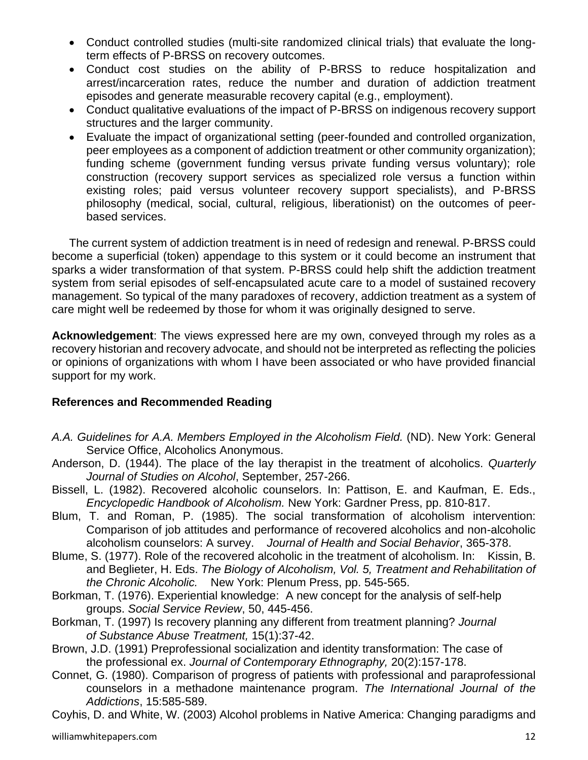- Conduct controlled studies (multi-site randomized clinical trials) that evaluate the long-term effects of P-BRSS on recovery outcomes.
- Conduct cost studies on the ability of P-BRSS to reduce hospitalization and arrest/incarceration rates, reduce the number and duration of addiction treatment episodes and generate measurable recovery capital (e.g., employment).
- Conduct qualitative evaluations of the impact of P-BRSS on indigenous recovery support structures and the larger community.
- Evaluate the impact of organizational setting (peer-founded and controlled organization, peer employees as a component of addiction treatment or other community organization); funding scheme (government funding versus private funding versus voluntary); role construction (recovery support services as specialized role versus a function within existing roles; paid versus volunteer recovery support specialists), and P-BRSS philosophy (medical, social, cultural, religious, liberationist) on the outcomes of peer-based services.

The current system of addiction treatment is in need of redesign and renewal. P-BRSS could become a superficial (token) appendage to this system or it could become an instrument that sparks a wider transformation of that system. P-BRSS could help shift the addiction treatment system from serial episodes of self-encapsulated acute care to a model of sustained recovery management. So typical of the many paradoxes of recovery, addiction treatment as a system of care might well be redeemed by those for whom it was originally designed to serve.

**Acknowledgement**: The views expressed here are my own, conveyed through my roles as a recovery historian and recovery advocate, and should not be interpreted as reflecting the policies or opinions of organizations with whom I have been associated or who have provided financial support for my work.

## References and Recommended Reading

*A.A. Guidelines for A.A. Members Employed in the Alcoholism Field.* (ND). New York: General Service Office, Alcoholics Anonymous.

Anderson, D. (1944). The place of the lay therapist in the treatment of alcoholics. *Quarterly Journal of Studies on Alcohol*, September, 257-266.

Bissell, L. (1982). Recovered alcoholic counselors. In: Pattison, E. and Kaufman, E. Eds., *Encyclopedic Handbook of Alcoholism.* New York: Gardner Press, pp. 810-817.

Blum, T. and Roman, P. (1985). The social transformation of alcoholism intervention: Comparison of job attitudes and performance of recovered alcoholics and non-alcoholic alcoholism counselors: A survey. *Journal of Health and Social Behavior*, 365-378.

Blume, S. (1977). Role of the recovered alcoholic in the treatment of alcoholism. In: Kissin, B. and Beglieter, H. Eds. *The Biology of Alcoholism, Vol. 5, Treatment and Rehabilitation of the Chronic Alcoholic.* New York: Plenum Press, pp. 545-565.

Borkman, T. (1976). Experiential knowledge: A new concept for the analysis of self-help groups. *Social Service Review*, 50, 445-456.

Borkman, T. (1997) Is recovery planning any different from treatment planning? *Journal of Substance Abuse Treatment,* 15(1):37-42.

Brown, J.D. (1991) Preprofessional socialization and identity transformation: The case of the professional ex. *Journal of Contemporary Ethnography,* 20(2):157-178.

Connet, G. (1980). Comparison of progress of patients with professional and paraprofessional counselors in a methadone maintenance program. *The International Journal of the Addictions*, 15:585-589.

Coyhis, D. and White, W. (2003) Alcohol problems in Native America: Changing paradigms and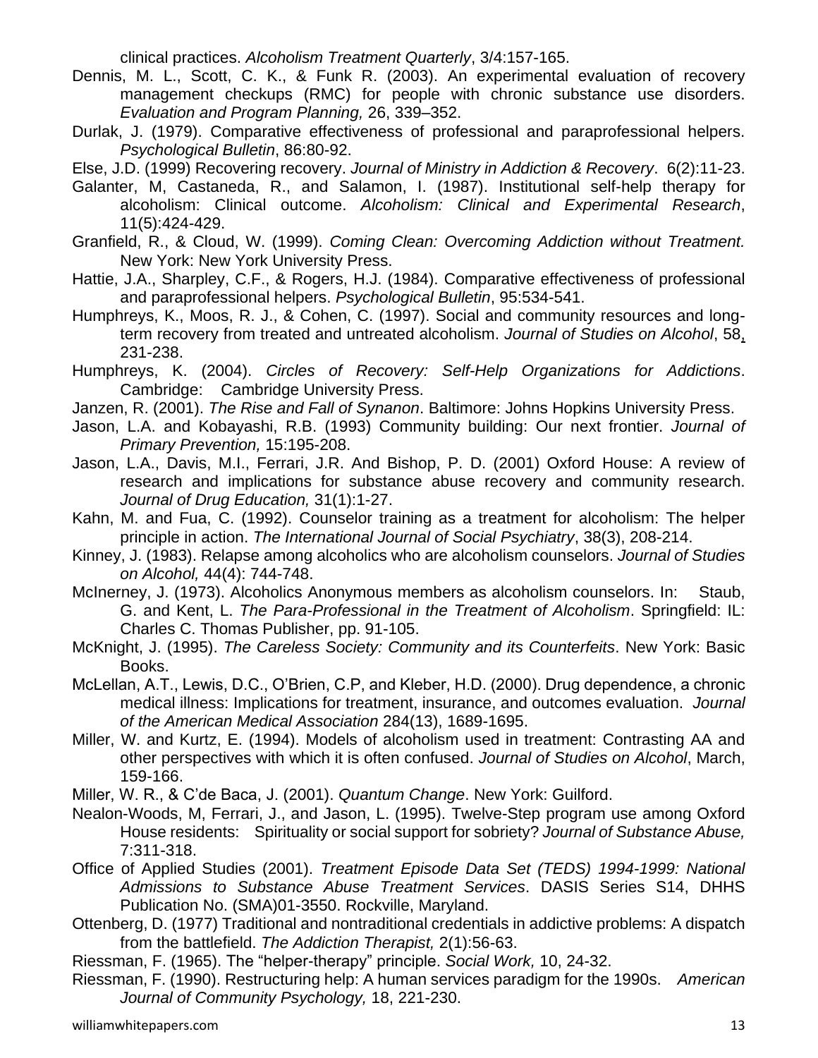clinical practices. *Alcoholism Treatment Quarterly*, 3/4:157-165.

Dennis, M. L., Scott, C. K., & Funk R. (2003). An experimental evaluation of recovery management checkups (RMC) for people with chronic substance use disorders. *Evaluation and Program Planning,* 26, 339–352.

Durlak, J. (1979). Comparative effectiveness of professional and paraprofessional helpers. *Psychological Bulletin*, 86:80-92.

Else, J.D. (1999) Recovering recovery. *Journal of Ministry in Addiction & Recovery*. 6(2):11-23.

Galanter, M, Castaneda, R., and Salamon, I. (1987). Institutional self-help therapy for alcoholism: Clinical outcome. *Alcoholism: Clinical and Experimental Research*, 11(5):424-429.

Granfield, R., & Cloud, W. (1999). *Coming Clean: Overcoming Addiction without Treatment.* New York: New York University Press.

Hattie, J.A., Sharpley, C.F., & Rogers, H.J. (1984). Comparative effectiveness of professional and paraprofessional helpers. *Psychological Bulletin*, 95:534-541.

Humphreys, K., Moos, R. J., & Cohen, C. (1997). Social and community resources and long-term recovery from treated and untreated alcoholism. *Journal of Studies on Alcohol*, 58, 231-238.

Humphreys, K. (2004). *Circles of Recovery: Self-Help Organizations for Addictions*. Cambridge: Cambridge University Press.

Janzen, R. (2001). *The Rise and Fall of Synanon*. Baltimore: Johns Hopkins University Press.

Jason, L.A. and Kobayashi, R.B. (1993) Community building: Our next frontier. *Journal of Primary Prevention,* 15:195-208.

Jason, L.A., Davis, M.I., Ferrari, J.R. And Bishop, P. D. (2001) Oxford House: A review of research and implications for substance abuse recovery and community research. *Journal of Drug Education,* 31(1):1-27.

Kahn, M. and Fua, C. (1992). Counselor training as a treatment for alcoholism: The helper principle in action. *The International Journal of Social Psychiatry*, 38(3), 208-214.

Kinney, J. (1983). Relapse among alcoholics who are alcoholism counselors. *Journal of Studies on Alcohol,* 44(4): 744-748.

McInerney, J. (1973). Alcoholics Anonymous members as alcoholism counselors. In: Staub, G. and Kent, L. *The Para-Professional in the Treatment of Alcoholism*. Springfield: IL: Charles C. Thomas Publisher, pp. 91-105.

McKnight, J. (1995). *The Careless Society: Community and its Counterfeits*. New York: Basic Books.

McLellan, A.T., Lewis, D.C., O'Brien, C.P, and Kleber, H.D. (2000). Drug dependence, a chronic medical illness: Implications for treatment, insurance, and outcomes evaluation. *Journal of the American Medical Association* 284(13), 1689-1695.

Miller, W. and Kurtz, E. (1994). Models of alcoholism used in treatment: Contrasting AA and other perspectives with which it is often confused. *Journal of Studies on Alcohol*, March, 159-166.

Miller, W. R., & C'de Baca, J. (2001). *Quantum Change*. New York: Guilford.

Nealon-Woods, M, Ferrari, J., and Jason, L. (1995). Twelve-Step program use among Oxford House residents: Spirituality or social support for sobriety? *Journal of Substance Abuse,* 7:311-318.

Office of Applied Studies (2001). *Treatment Episode Data Set (TEDS) 1994-1999: National Admissions to Substance Abuse Treatment Services*. DASIS Series S14, DHHS Publication No. (SMA)01-3550. Rockville, Maryland.

Ottenberg, D. (1977) Traditional and nontraditional credentials in addictive problems: A dispatch from the battlefield. *The Addiction Therapist,* 2(1):56-63.

Riessman, F. (1965). The "helper-therapy" principle. *Social Work,* 10, 24-32.

Riessman, F. (1990). Restructuring help: A human services paradigm for the 1990s. *American Journal of Community Psychology,* 18, 221-230.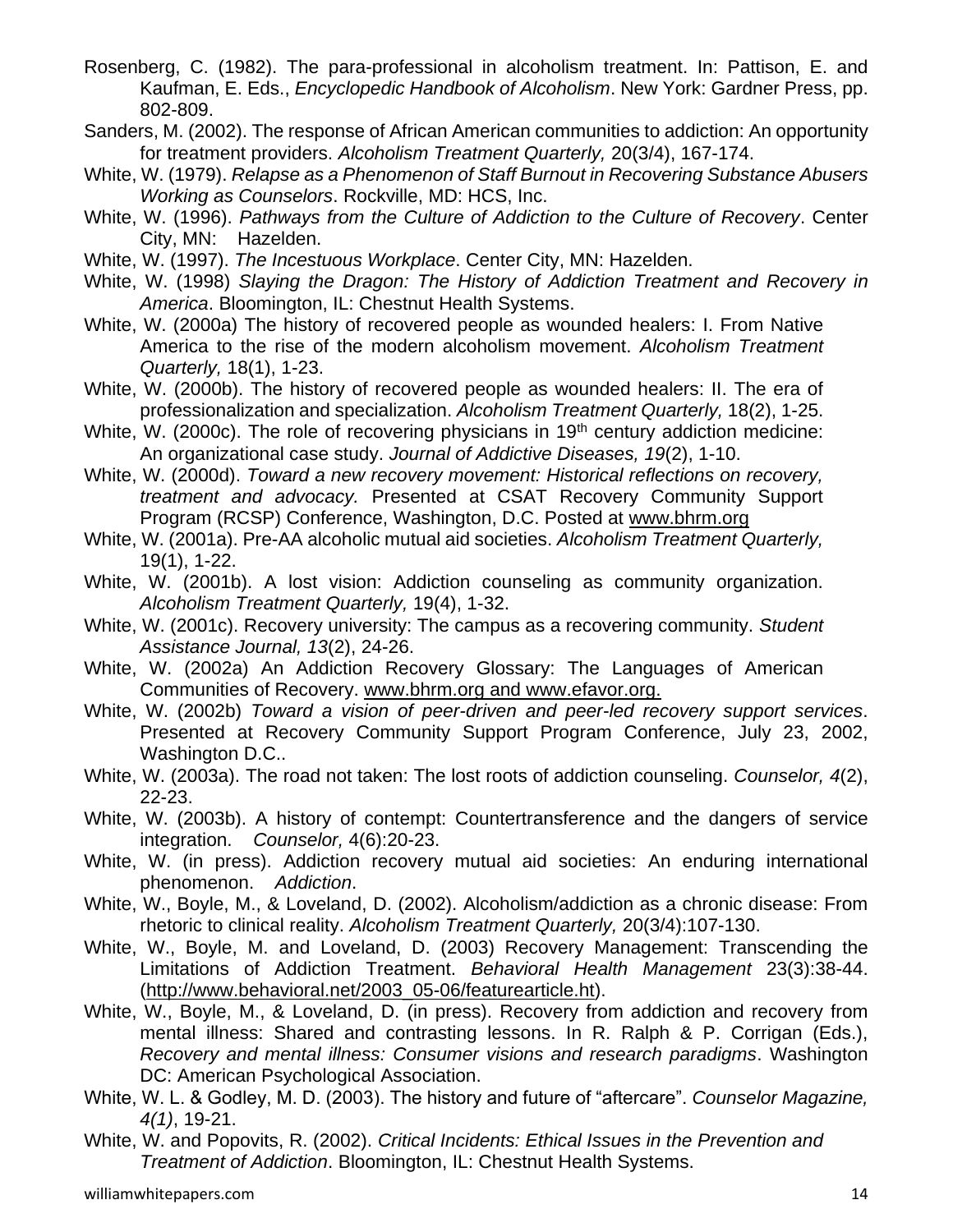Rosenberg, C. (1982). The para-professional in alcoholism treatment. In: Pattison, E. and Kaufman, E. Eds., *Encyclopedic Handbook of Alcoholism*. New York: Gardner Press, pp. 802-809.

Sanders, M. (2002). The response of African American communities to addiction: An opportunity for treatment providers. *Alcoholism Treatment Quarterly,* 20(3/4), 167-174.

White, W. (1979). *Relapse as a Phenomenon of Staff Burnout in Recovering Substance Abusers Working as Counselors*. Rockville, MD: HCS, Inc.

White, W. (1996). *Pathways from the Culture of Addiction to the Culture of Recovery*. Center City, MN: Hazelden.

White, W. (1997). *The Incestuous Workplace*. Center City, MN: Hazelden.

White, W. (1998) *Slaying the Dragon: The History of Addiction Treatment and Recovery in America*. Bloomington, IL: Chestnut Health Systems.

White, W. (2000a) The history of recovered people as wounded healers: I. From Native America to the rise of the modern alcoholism movement. *Alcoholism Treatment Quarterly,* 18(1), 1-23.

White, W. (2000b). The history of recovered people as wounded healers: II. The era of professionalization and specialization. *Alcoholism Treatment Quarterly,* 18(2), 1-25.

White, W. (2000c). The role of recovering physicians in 19th century addiction medicine: An organizational case study. *Journal of Addictive Diseases, 19*(2), 1-10.

White, W. (2000d). *Toward a new recovery movement: Historical reflections on recovery, treatment and advocacy.* Presented at CSAT Recovery Community Support Program (RCSP) Conference, Washington, D.C. Posted at www.bhrm.org

White, W. (2001a). Pre-AA alcoholic mutual aid societies. *Alcoholism Treatment Quarterly,* 19(1), 1-22.

White, W. (2001b). A lost vision: Addiction counseling as community organization. *Alcoholism Treatment Quarterly,* 19(4), 1-32.

White, W. (2001c). Recovery university: The campus as a recovering community. *Student Assistance Journal, 13*(2), 24-26.

White, W. (2002a) An Addiction Recovery Glossary: The Languages of American Communities of Recovery. www.bhrm.org and www.efavor.org.

White, W. (2002b) *Toward a vision of peer-driven and peer-led recovery support services*. Presented at Recovery Community Support Program Conference, July 23, 2002, Washington D.C..

White, W. (2003a). The road not taken: The lost roots of addiction counseling. *Counselor, 4*(2), 22-23.

White, W. (2003b). A history of contempt: Countertransference and the dangers of service integration. *Counselor,* 4(6):20-23.

White, W. (in press). Addiction recovery mutual aid societies: An enduring international phenomenon. *Addiction*.

White, W., Boyle, M., & Loveland, D. (2002). Alcoholism/addiction as a chronic disease: From rhetoric to clinical reality. *Alcoholism Treatment Quarterly,* 20(3/4):107-130.

White, W., Boyle, M. and Loveland, D. (2003) Recovery Management: Transcending the Limitations of Addiction Treatment. *Behavioral Health Management* 23(3):38-44. (http://www.behavioral.net/2003_05-06/featurearticle.ht).

White, W., Boyle, M., & Loveland, D. (in press). Recovery from addiction and recovery from mental illness: Shared and contrasting lessons. In R. Ralph & P. Corrigan (Eds.), *Recovery and mental illness: Consumer visions and research paradigms*. Washington DC: American Psychological Association.

White, W. L. & Godley, M. D. (2003). The history and future of "aftercare". *Counselor Magazine, 4(1)*, 19-21.

White, W. and Popovits, R. (2002). *Critical Incidents: Ethical Issues in the Prevention and Treatment of Addiction*. Bloomington, IL: Chestnut Health Systems.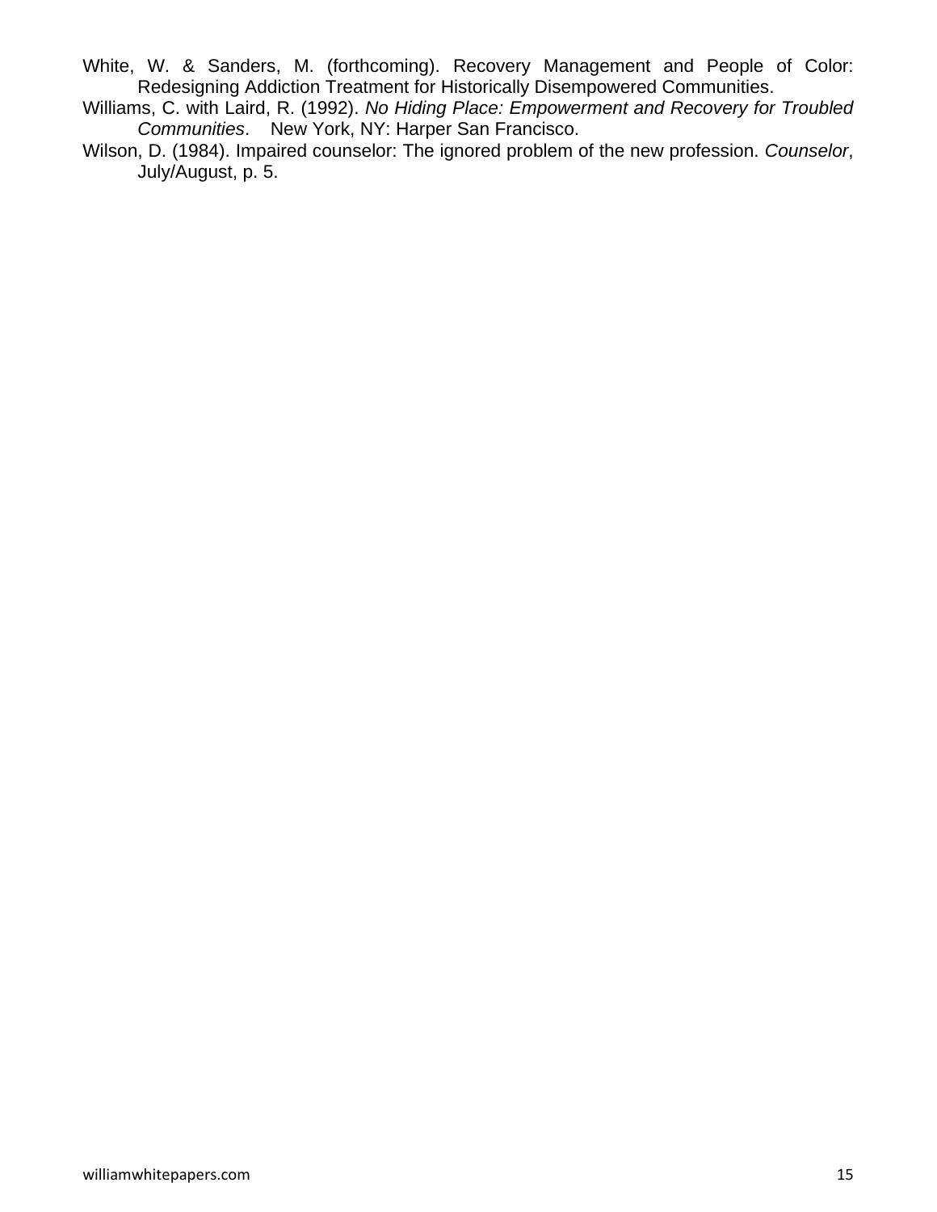White, W. & Sanders, M. (forthcoming). Recovery Management and People of Color: Redesigning Addiction Treatment for Historically Disempowered Communities.

Williams, C. with Laird, R. (1992). *No Hiding Place: Empowerment and Recovery for Troubled Communities*. New York, NY: Harper San Francisco.

Wilson, D. (1984). Impaired counselor: The ignored problem of the new profession. *Counselor*, July/August, p. 5.